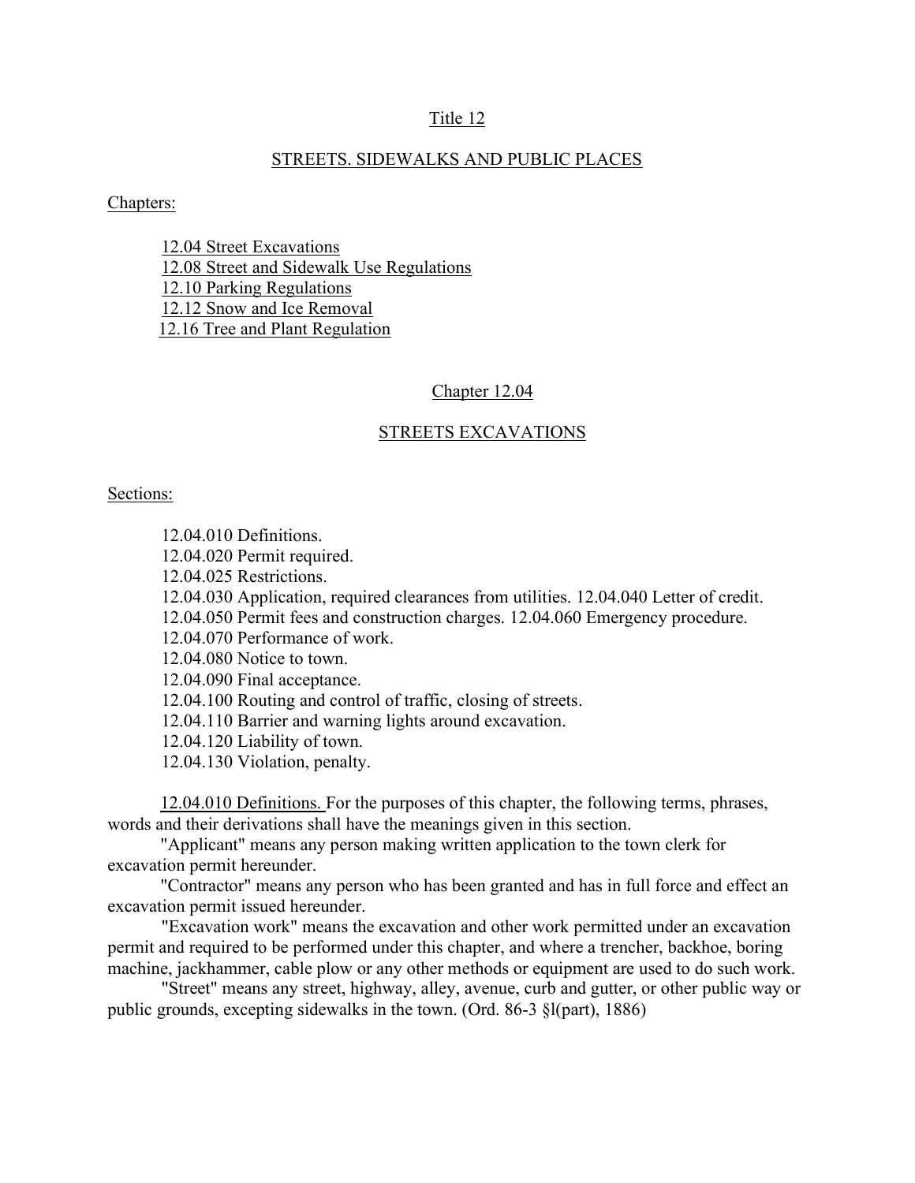# Title 12

## STREETS. SIDEWALKS AND PUBLIC PLACES

Chapters:

- 12.04 Street Excavations
- 12.08 Street and Sidewalk Use Regulations
- 12.10 Parking Regulations
- 12.12 Snow and Ice Removal
- 12.16 Tree and Plant Regulation

## Chapter 12.04

## STREETS EXCAVATIONS

Sections:

12.04.010 Definitions.
12.04.020 Permit required.
12.04.025 Restrictions.
12.04.030 Application, required clearances from utilities. 12.04.040 Letter of credit.
12.04.050 Permit fees and construction charges. 12.04.060 Emergency procedure.
12.04.070 Performance of work.
12.04.080 Notice to town.
12.04.090 Final acceptance.
12.04.100 Routing and control of traffic, closing of streets.
12.04.110 Barrier and warning lights around excavation.
12.04.120 Liability of town.
12.04.130 Violation, penalty.

12.04.010 Definitions. For the purposes of this chapter, the following terms, phrases, words and their derivations shall have the meanings given in this section.

"Applicant" means any person making written application to the town clerk for excavation permit hereunder.

"Contractor" means any person who has been granted and has in full force and effect an excavation permit issued hereunder.

"Excavation work" means the excavation and other work permitted under an excavation permit and required to be performed under this chapter, and where a trencher, backhoe, boring machine, jackhammer, cable plow or any other methods or equipment are used to do such work.

"Street" means any street, highway, alley, avenue, curb and gutter, or other public way or public grounds, excepting sidewalks in the town. (Ord. 86-3 §l(part), 1886)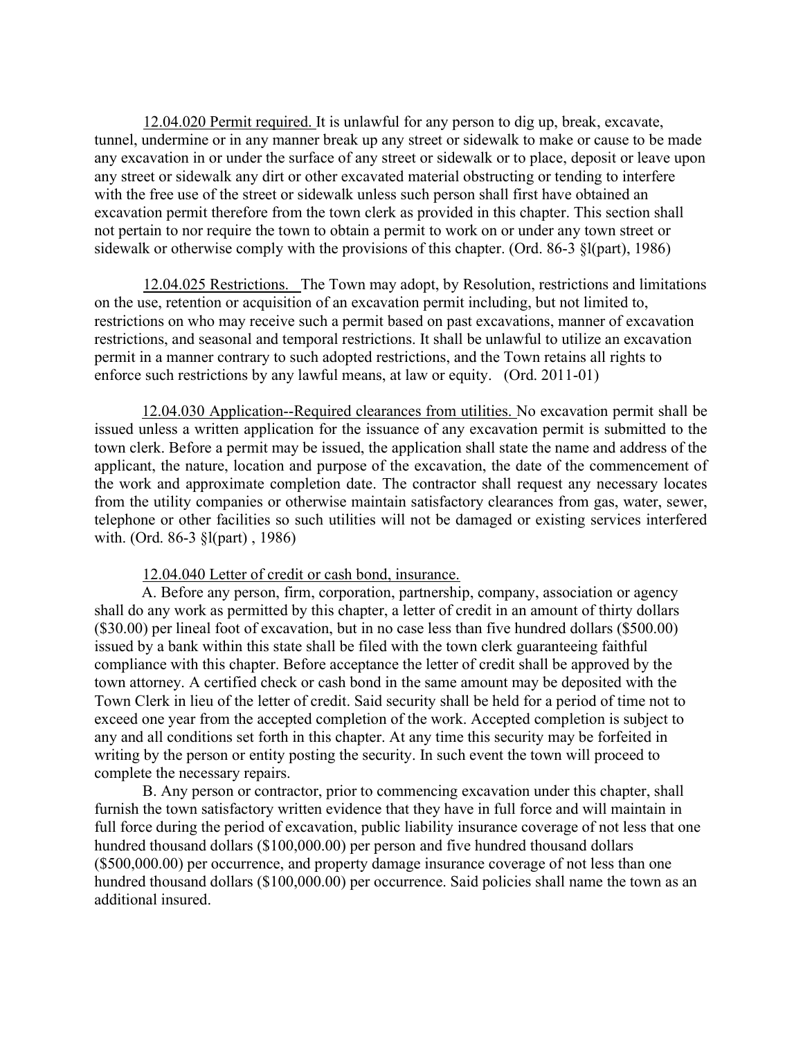12.04.020 Permit required. It is unlawful for any person to dig up, break, excavate, tunnel, undermine or in any manner break up any street or sidewalk to make or cause to be made any excavation in or under the surface of any street or sidewalk or to place, deposit or leave upon any street or sidewalk any dirt or other excavated material obstructing or tending to interfere with the free use of the street or sidewalk unless such person shall first have obtained an excavation permit therefore from the town clerk as provided in this chapter. This section shall not pertain to nor require the town to obtain a permit to work on or under any town street or sidewalk or otherwise comply with the provisions of this chapter. (Ord. 86-3 §l(part), 1986)

12.04.025 Restrictions. The Town may adopt, by Resolution, restrictions and limitations on the use, retention or acquisition of an excavation permit including, but not limited to, restrictions on who may receive such a permit based on past excavations, manner of excavation restrictions, and seasonal and temporal restrictions. It shall be unlawful to utilize an excavation permit in a manner contrary to such adopted restrictions, and the Town retains all rights to enforce such restrictions by any lawful means, at law or equity. (Ord. 2011-01)

12.04.030 Application--Required clearances from utilities. No excavation permit shall be issued unless a written application for the issuance of any excavation permit is submitted to the town clerk. Before a permit may be issued, the application shall state the name and address of the applicant, the nature, location and purpose of the excavation, the date of the commencement of the work and approximate completion date. The contractor shall request any necessary locates from the utility companies or otherwise maintain satisfactory clearances from gas, water, sewer, telephone or other facilities so such utilities will not be damaged or existing services interfered with. (Ord. 86-3 §l(part) , 1986)

12.04.040 Letter of credit or cash bond, insurance.

A. Before any person, firm, corporation, partnership, company, association or agency shall do any work as permitted by this chapter, a letter of credit in an amount of thirty dollars ($30.00) per lineal foot of excavation, but in no case less than five hundred dollars ($500.00) issued by a bank within this state shall be filed with the town clerk guaranteeing faithful compliance with this chapter. Before acceptance the letter of credit shall be approved by the town attorney. A certified check or cash bond in the same amount may be deposited with the Town Clerk in lieu of the letter of credit. Said security shall be held for a period of time not to exceed one year from the accepted completion of the work. Accepted completion is subject to any and all conditions set forth in this chapter. At any time this security may be forfeited in writing by the person or entity posting the security. In such event the town will proceed to complete the necessary repairs.

B. Any person or contractor, prior to commencing excavation under this chapter, shall furnish the town satisfactory written evidence that they have in full force and will maintain in full force during the period of excavation, public liability insurance coverage of not less that one hundred thousand dollars ($100,000.00) per person and five hundred thousand dollars ($500,000.00) per occurrence, and property damage insurance coverage of not less than one hundred thousand dollars ($100,000.00) per occurrence. Said policies shall name the town as an additional insured.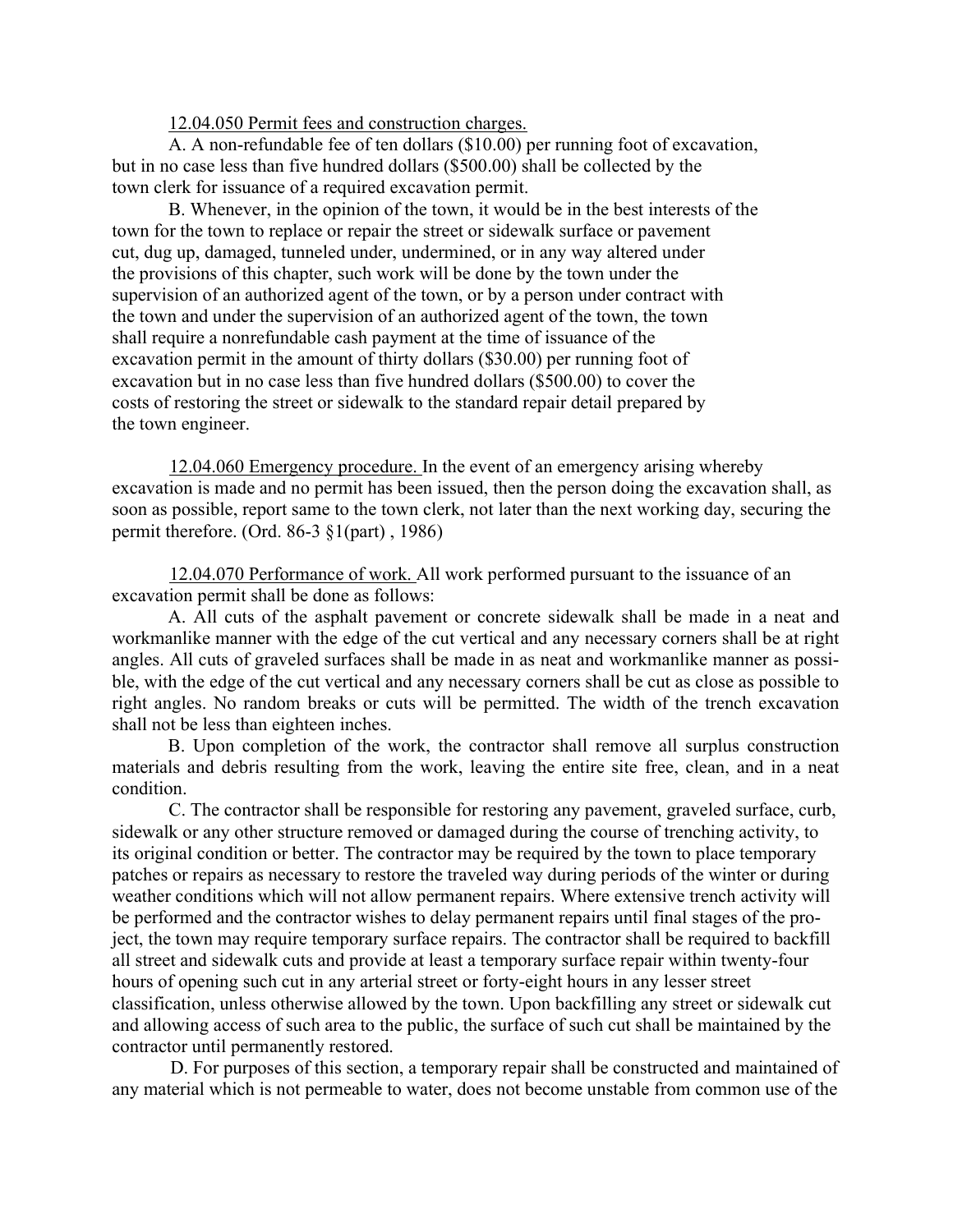12.04.050 Permit fees and construction charges.

A. A non-refundable fee of ten dollars ($10.00) per running foot of excavation, but in no case less than five hundred dollars ($500.00) shall be collected by the town clerk for issuance of a required excavation permit.

B. Whenever, in the opinion of the town, it would be in the best interests of the town for the town to replace or repair the street or sidewalk surface or pavement cut, dug up, damaged, tunneled under, undermined, or in any way altered under the provisions of this chapter, such work will be done by the town under the supervision of an authorized agent of the town, or by a person under contract with the town and under the supervision of an authorized agent of the town, the town shall require a nonrefundable cash payment at the time of issuance of the excavation permit in the amount of thirty dollars ($30.00) per running foot of excavation but in no case less than five hundred dollars ($500.00) to cover the costs of restoring the street or sidewalk to the standard repair detail prepared by the town engineer.

12.04.060 Emergency procedure. In the event of an emergency arising whereby excavation is made and no permit has been issued, then the person doing the excavation shall, as soon as possible, report same to the town clerk, not later than the next working day, securing the permit therefore. (Ord. 86-3 §1(part) , 1986)

12.04.070 Performance of work. All work performed pursuant to the issuance of an excavation permit shall be done as follows:

A. All cuts of the asphalt pavement or concrete sidewalk shall be made in a neat and workmanlike manner with the edge of the cut vertical and any necessary corners shall be at right angles. All cuts of graveled surfaces shall be made in as neat and workmanlike manner as possible, with the edge of the cut vertical and any necessary corners shall be cut as close as possible to right angles. No random breaks or cuts will be permitted. The width of the trench excavation shall not be less than eighteen inches.

B. Upon completion of the work, the contractor shall remove all surplus construction materials and debris resulting from the work, leaving the entire site free, clean, and in a neat condition.

C. The contractor shall be responsible for restoring any pavement, graveled surface, curb, sidewalk or any other structure removed or damaged during the course of trenching activity, to its original condition or better. The contractor may be required by the town to place temporary patches or repairs as necessary to restore the traveled way during periods of the winter or during weather conditions which will not allow permanent repairs. Where extensive trench activity will be performed and the contractor wishes to delay permanent repairs until final stages of the project, the town may require temporary surface repairs. The contractor shall be required to backfill all street and sidewalk cuts and provide at least a temporary surface repair within twenty-four hours of opening such cut in any arterial street or forty-eight hours in any lesser street classification, unless otherwise allowed by the town. Upon backfilling any street or sidewalk cut and allowing access of such area to the public, the surface of such cut shall be maintained by the contractor until permanently restored.

D. For purposes of this section, a temporary repair shall be constructed and maintained of any material which is not permeable to water, does not become unstable from common use of the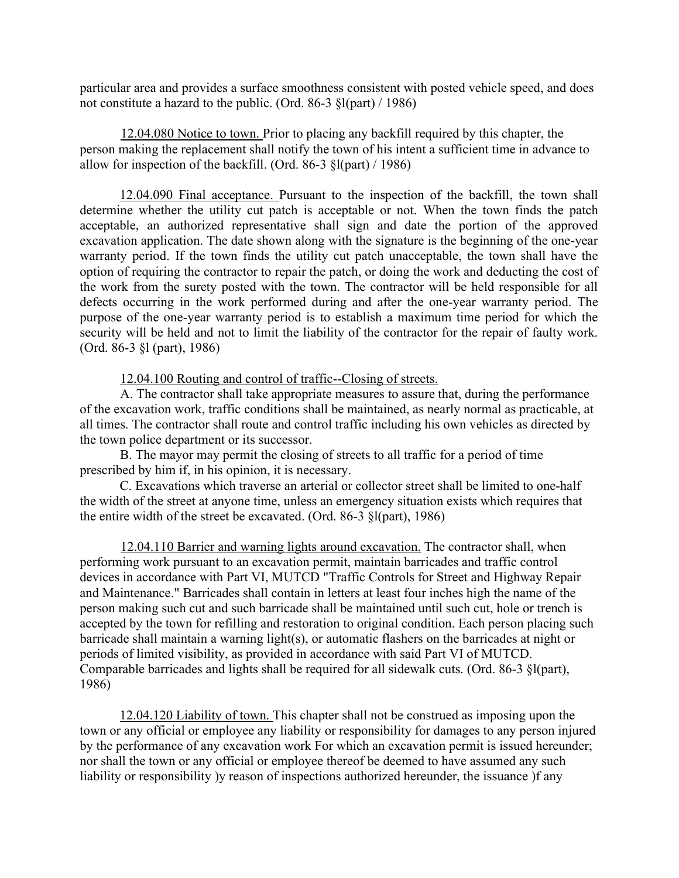particular area and provides a surface smoothness consistent with posted vehicle speed, and does not constitute a hazard to the public. (Ord. 86-3 §l(part) / 1986)

12.04.080 Notice to town. Prior to placing any backfill required by this chapter, the person making the replacement shall notify the town of his intent a sufficient time in advance to allow for inspection of the backfill. (Ord. 86-3 §l(part) / 1986)

12.04.090 Final acceptance. Pursuant to the inspection of the backfill, the town shall determine whether the utility cut patch is acceptable or not. When the town finds the patch acceptable, an authorized representative shall sign and date the portion of the approved excavation application. The date shown along with the signature is the beginning of the one-year warranty period. If the town finds the utility cut patch unacceptable, the town shall have the option of requiring the contractor to repair the patch, or doing the work and deducting the cost of the work from the surety posted with the town. The contractor will be held responsible for all defects occurring in the work performed during and after the one-year warranty period. The purpose of the one-year warranty period is to establish a maximum time period for which the security will be held and not to limit the liability of the contractor for the repair of faulty work. (Ord. 86-3 §l (part), 1986)

12.04.100 Routing and control of traffic--Closing of streets.

A. The contractor shall take appropriate measures to assure that, during the performance of the excavation work, traffic conditions shall be maintained, as nearly normal as practicable, at all times. The contractor shall route and control traffic including his own vehicles as directed by the town police department or its successor.

B. The mayor may permit the closing of streets to all traffic for a period of time prescribed by him if, in his opinion, it is necessary.

C. Excavations which traverse an arterial or collector street shall be limited to one-half the width of the street at anyone time, unless an emergency situation exists which requires that the entire width of the street be excavated. (Ord. 86-3 §l(part), 1986)

12.04.110 Barrier and warning lights around excavation. The contractor shall, when performing work pursuant to an excavation permit, maintain barricades and traffic control devices in accordance with Part VI, MUTCD "Traffic Controls for Street and Highway Repair and Maintenance." Barricades shall contain in letters at least four inches high the name of the person making such cut and such barricade shall be maintained until such cut, hole or trench is accepted by the town for refilling and restoration to original condition. Each person placing such barricade shall maintain a warning light(s), or automatic flashers on the barricades at night or periods of limited visibility, as provided in accordance with said Part VI of MUTCD. Comparable barricades and lights shall be required for all sidewalk cuts. (Ord. 86-3 §l(part), 1986)

12.04.120 Liability of town. This chapter shall not be construed as imposing upon the town or any official or employee any liability or responsibility for damages to any person injured by the performance of any excavation work For which an excavation permit is issued hereunder; nor shall the town or any official or employee thereof be deemed to have assumed any such liability or responsibility )y reason of inspections authorized hereunder, the issuance )f any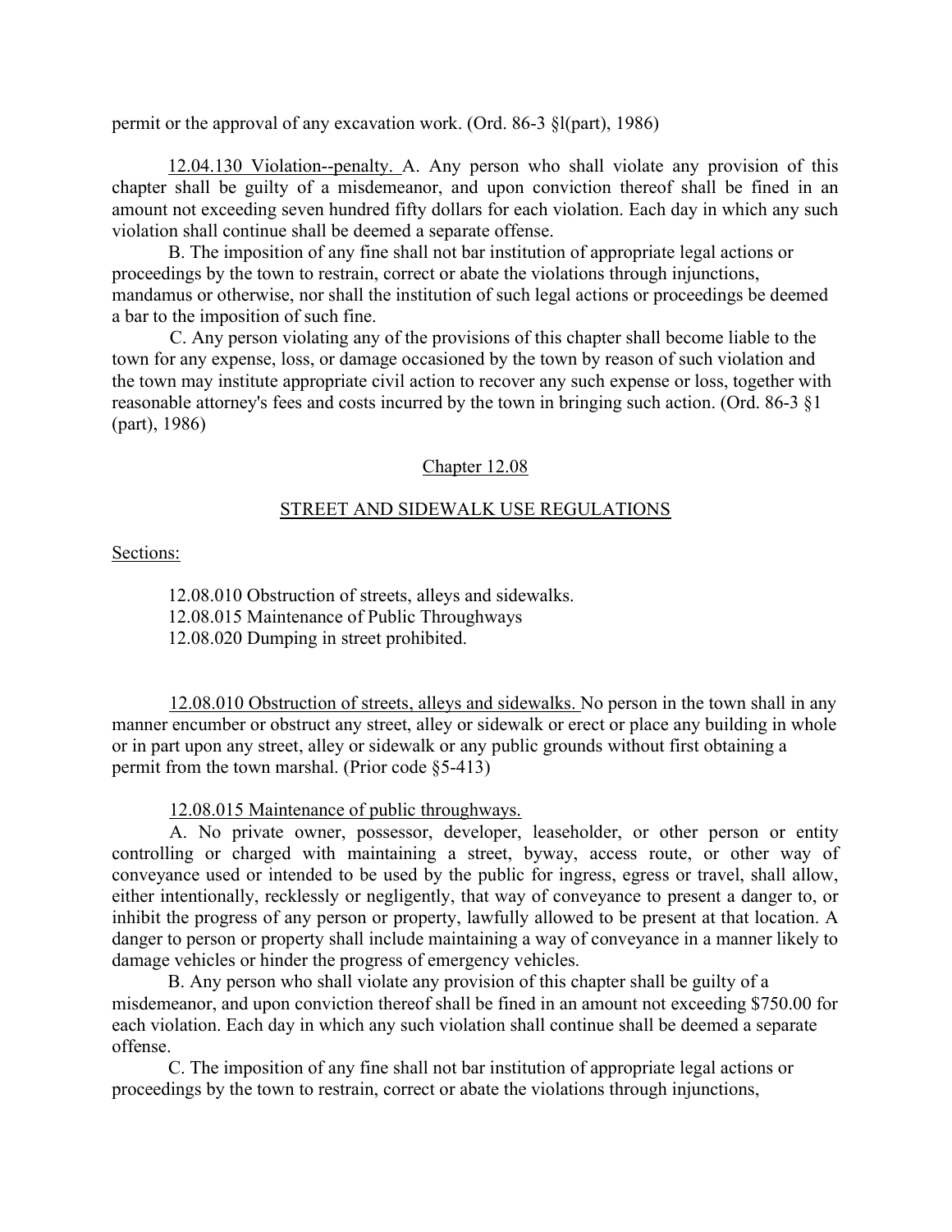permit or the approval of any excavation work. (Ord. 86-3 §l(part), 1986)

12.04.130 Violation--penalty. A. Any person who shall violate any provision of this chapter shall be guilty of a misdemeanor, and upon conviction thereof shall be fined in an amount not exceeding seven hundred fifty dollars for each violation. Each day in which any such violation shall continue shall be deemed a separate offense.

B. The imposition of any fine shall not bar institution of appropriate legal actions or proceedings by the town to restrain, correct or abate the violations through injunctions, mandamus or otherwise, nor shall the institution of such legal actions or proceedings be deemed a bar to the imposition of such fine.

C. Any person violating any of the provisions of this chapter shall become liable to the town for any expense, loss, or damage occasioned by the town by reason of such violation and the town may institute appropriate civil action to recover any such expense or loss, together with reasonable attorney's fees and costs incurred by the town in bringing such action. (Ord. 86-3 §1 (part), 1986)

## Chapter 12.08

## STREET AND SIDEWALK USE REGULATIONS

Sections:

12.08.010 Obstruction of streets, alleys and sidewalks.
12.08.015 Maintenance of Public Throughways
12.08.020 Dumping in street prohibited.

12.08.010 Obstruction of streets, alleys and sidewalks. No person in the town shall in any manner encumber or obstruct any street, alley or sidewalk or erect or place any building in whole or in part upon any street, alley or sidewalk or any public grounds without first obtaining a permit from the town marshal. (Prior code §5-413)

12.08.015 Maintenance of public throughways.

A. No private owner, possessor, developer, leaseholder, or other person or entity controlling or charged with maintaining a street, byway, access route, or other way of conveyance used or intended to be used by the public for ingress, egress or travel, shall allow, either intentionally, recklessly or negligently, that way of conveyance to present a danger to, or inhibit the progress of any person or property, lawfully allowed to be present at that location. A danger to person or property shall include maintaining a way of conveyance in a manner likely to damage vehicles or hinder the progress of emergency vehicles.

B. Any person who shall violate any provision of this chapter shall be guilty of a misdemeanor, and upon conviction thereof shall be fined in an amount not exceeding $750.00 for each violation. Each day in which any such violation shall continue shall be deemed a separate offense.

C. The imposition of any fine shall not bar institution of appropriate legal actions or proceedings by the town to restrain, correct or abate the violations through injunctions,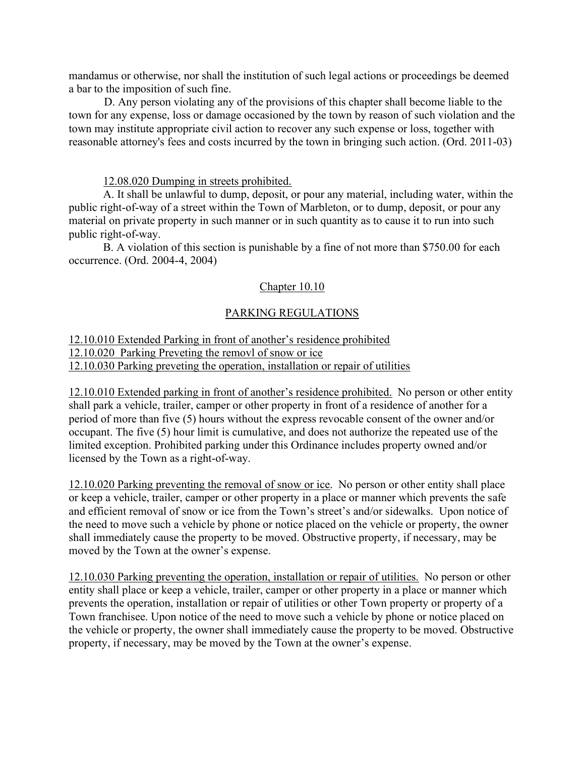mandamus or otherwise, nor shall the institution of such legal actions or proceedings be deemed a bar to the imposition of such fine.

D. Any person violating any of the provisions of this chapter shall become liable to the town for any expense, loss or damage occasioned by the town by reason of such violation and the town may institute appropriate civil action to recover any such expense or loss, together with reasonable attorney's fees and costs incurred by the town in bringing such action. (Ord. 2011-03)

12.08.020 Dumping in streets prohibited.

A. It shall be unlawful to dump, deposit, or pour any material, including water, within the public right-of-way of a street within the Town of Marbleton, or to dump, deposit, or pour any material on private property in such manner or in such quantity as to cause it to run into such public right-of-way.

B. A violation of this section is punishable by a fine of not more than $750.00 for each occurrence. (Ord. 2004-4, 2004)

## Chapter 10.10

## PARKING REGULATIONS

12.10.010 Extended Parking in front of another's residence prohibited
12.10.020 Parking Preveting the removl of snow or ice
12.10.030 Parking preveting the operation, installation or repair of utilities

12.10.010 Extended parking in front of another's residence prohibited. No person or other entity shall park a vehicle, trailer, camper or other property in front of a residence of another for a period of more than five (5) hours without the express revocable consent of the owner and/or occupant. The five (5) hour limit is cumulative, and does not authorize the repeated use of the limited exception. Prohibited parking under this Ordinance includes property owned and/or licensed by the Town as a right-of-way.

12.10.020 Parking preventing the removal of snow or ice. No person or other entity shall place or keep a vehicle, trailer, camper or other property in a place or manner which prevents the safe and efficient removal of snow or ice from the Town's street's and/or sidewalks. Upon notice of the need to move such a vehicle by phone or notice placed on the vehicle or property, the owner shall immediately cause the property to be moved. Obstructive property, if necessary, may be moved by the Town at the owner's expense.

12.10.030 Parking preventing the operation, installation or repair of utilities. No person or other entity shall place or keep a vehicle, trailer, camper or other property in a place or manner which prevents the operation, installation or repair of utilities or other Town property or property of a Town franchisee. Upon notice of the need to move such a vehicle by phone or notice placed on the vehicle or property, the owner shall immediately cause the property to be moved. Obstructive property, if necessary, may be moved by the Town at the owner's expense.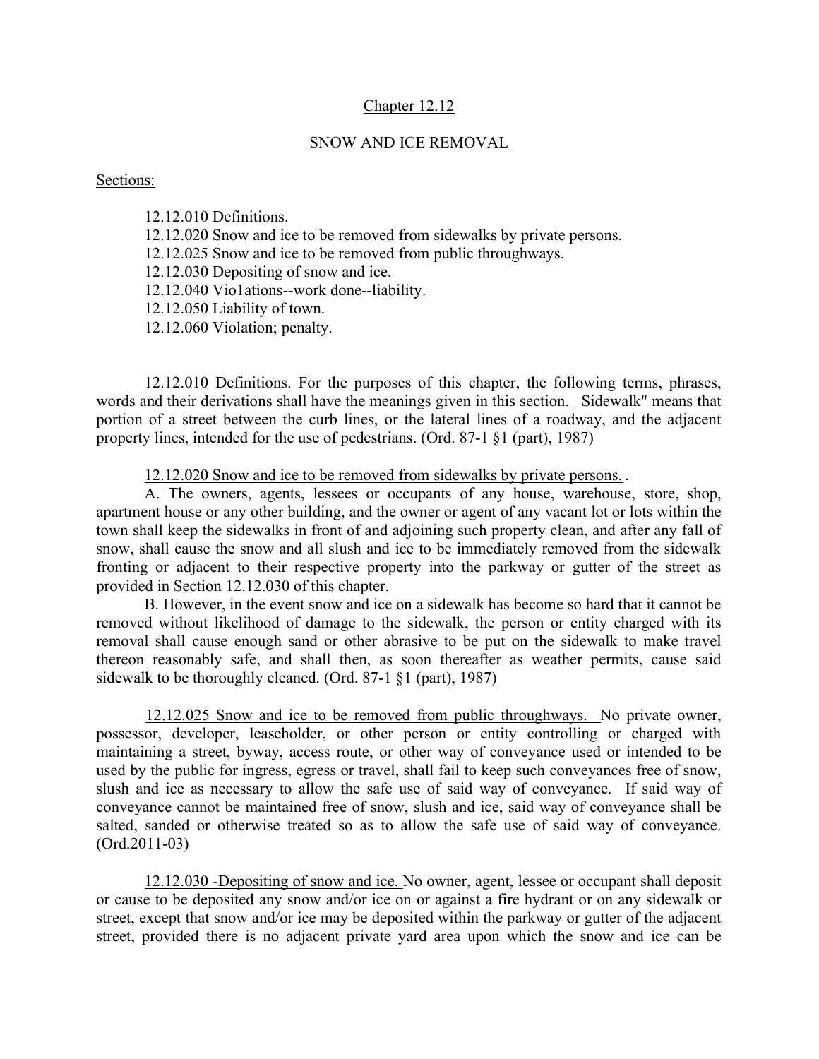# Chapter 12.12

## SNOW AND ICE REMOVAL

Sections:

12.12.010 Definitions.
12.12.020 Snow and ice to be removed from sidewalks by private persons.
12.12.025 Snow and ice to be removed from public throughways.
12.12.030 Depositing of snow and ice.
12.12.040 Vio1ations--work done--liability.
12.12.050 Liability of town.
12.12.060 Violation; penalty.

12.12.010 Definitions. For the purposes of this chapter, the following terms, phrases, words and their derivations shall have the meanings given in this section. _Sidewalk" means that portion of a street between the curb lines, or the lateral lines of a roadway, and the adjacent property lines, intended for the use of pedestrians. (Ord. 87-1 §1 (part), 1987)

12.12.020 Snow and ice to be removed from sidewalks by private persons. .

A. The owners, agents, lessees or occupants of any house, warehouse, store, shop, apartment house or any other building, and the owner or agent of any vacant lot or lots within the town shall keep the sidewalks in front of and adjoining such property clean, and after any fall of snow, shall cause the snow and all slush and ice to be immediately removed from the sidewalk fronting or adjacent to their respective property into the parkway or gutter of the street as provided in Section 12.12.030 of this chapter.

B. However, in the event snow and ice on a sidewalk has become so hard that it cannot be removed without likelihood of damage to the sidewalk, the person or entity charged with its removal shall cause enough sand or other abrasive to be put on the sidewalk to make travel thereon reasonably safe, and shall then, as soon thereafter as weather permits, cause said sidewalk to be thoroughly cleaned. (Ord. 87-1 §1 (part), 1987)

12.12.025 Snow and ice to be removed from public throughways. No private owner, possessor, developer, leaseholder, or other person or entity controlling or charged with maintaining a street, byway, access route, or other way of conveyance used or intended to be used by the public for ingress, egress or travel, shall fail to keep such conveyances free of snow, slush and ice as necessary to allow the safe use of said way of conveyance. If said way of conveyance cannot be maintained free of snow, slush and ice, said way of conveyance shall be salted, sanded or otherwise treated so as to allow the safe use of said way of conveyance. (Ord.2011-03)

12.12.030 -Depositing of snow and ice. No owner, agent, lessee or occupant shall deposit or cause to be deposited any snow and/or ice on or against a fire hydrant or on any sidewalk or street, except that snow and/or ice may be deposited within the parkway or gutter of the adjacent street, provided there is no adjacent private yard area upon which the snow and ice can be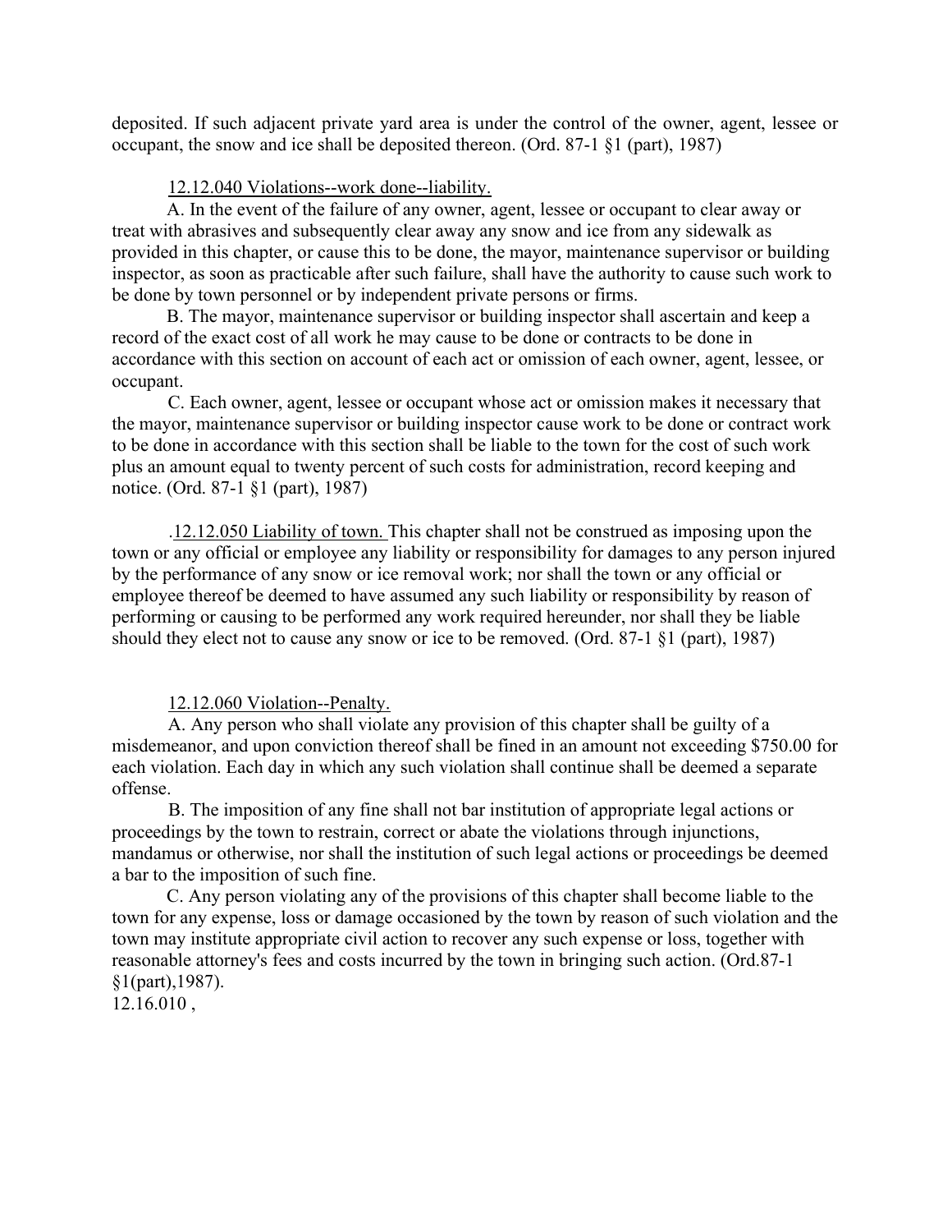deposited. If such adjacent private yard area is under the control of the owner, agent, lessee or occupant, the snow and ice shall be deposited thereon. (Ord. 87-1 §1 (part), 1987)

12.12.040 Violations--work done--liability.

A. In the event of the failure of any owner, agent, lessee or occupant to clear away or treat with abrasives and subsequently clear away any snow and ice from any sidewalk as provided in this chapter, or cause this to be done, the mayor, maintenance supervisor or building inspector, as soon as practicable after such failure, shall have the authority to cause such work to be done by town personnel or by independent private persons or firms.

B. The mayor, maintenance supervisor or building inspector shall ascertain and keep a record of the exact cost of all work he may cause to be done or contracts to be done in accordance with this section on account of each act or omission of each owner, agent, lessee, or occupant.

C. Each owner, agent, lessee or occupant whose act or omission makes it necessary that the mayor, maintenance supervisor or building inspector cause work to be done or contract work to be done in accordance with this section shall be liable to the town for the cost of such work plus an amount equal to twenty percent of such costs for administration, record keeping and notice. (Ord. 87-1 §1 (part), 1987)

.12.12.050 Liability of town. This chapter shall not be construed as imposing upon the town or any official or employee any liability or responsibility for damages to any person injured by the performance of any snow or ice removal work; nor shall the town or any official or employee thereof be deemed to have assumed any such liability or responsibility by reason of performing or causing to be performed any work required hereunder, nor shall they be liable should they elect not to cause any snow or ice to be removed. (Ord. 87-1 §1 (part), 1987)

12.12.060 Violation--Penalty.

A. Any person who shall violate any provision of this chapter shall be guilty of a misdemeanor, and upon conviction thereof shall be fined in an amount not exceeding $750.00 for each violation. Each day in which any such violation shall continue shall be deemed a separate offense.

B. The imposition of any fine shall not bar institution of appropriate legal actions or proceedings by the town to restrain, correct or abate the violations through injunctions, mandamus or otherwise, nor shall the institution of such legal actions or proceedings be deemed a bar to the imposition of such fine.

C. Any person violating any of the provisions of this chapter shall become liable to the town for any expense, loss or damage occasioned by the town by reason of such violation and the town may institute appropriate civil action to recover any such expense or loss, together with reasonable attorney's fees and costs incurred by the town in bringing such action. (Ord.87-1 §1(part),1987).

12.16.010 ,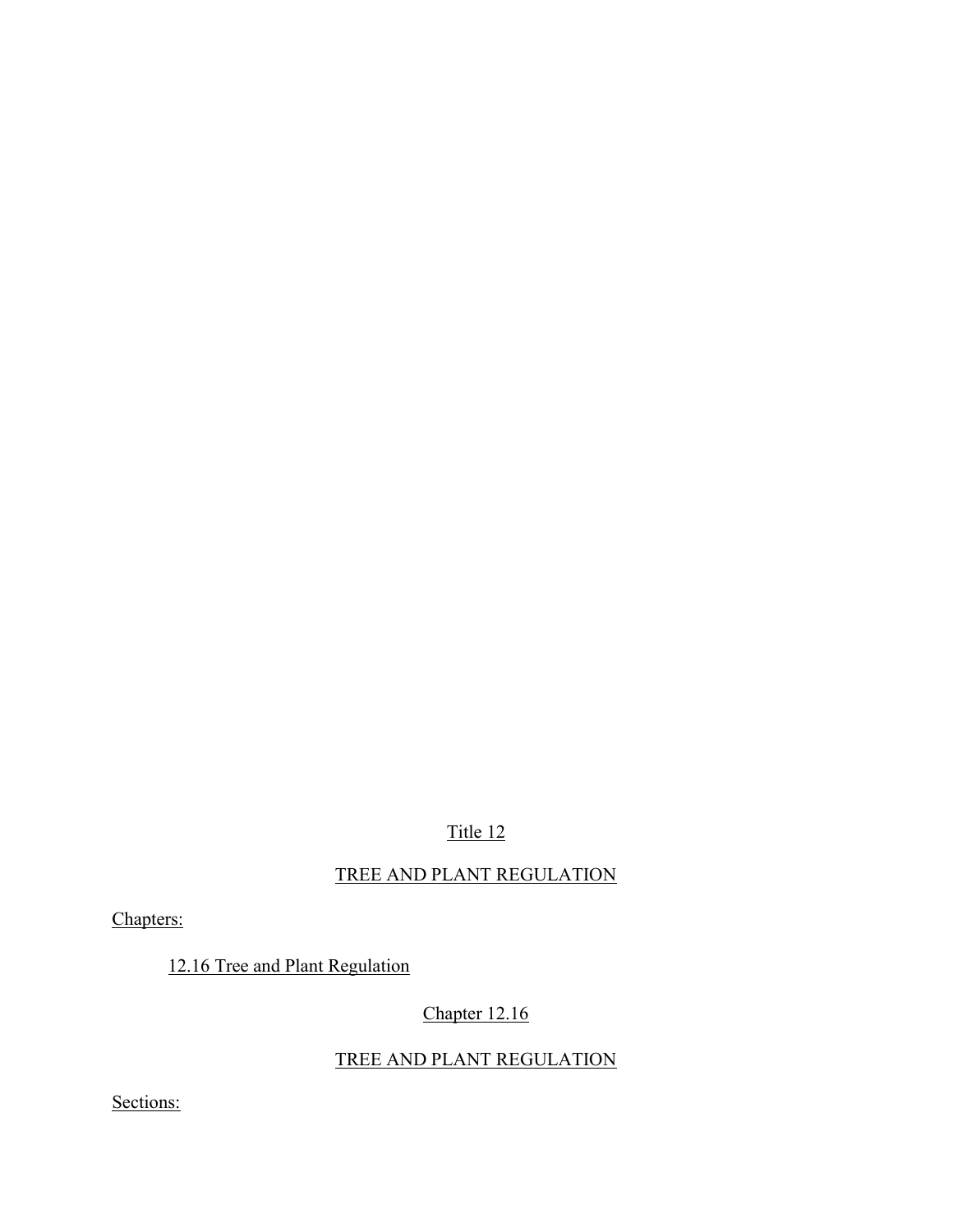# Title 12

# TREE AND PLANT REGULATION

Chapters:

12.16 Tree and Plant Regulation

## Chapter 12.16

## TREE AND PLANT REGULATION

Sections: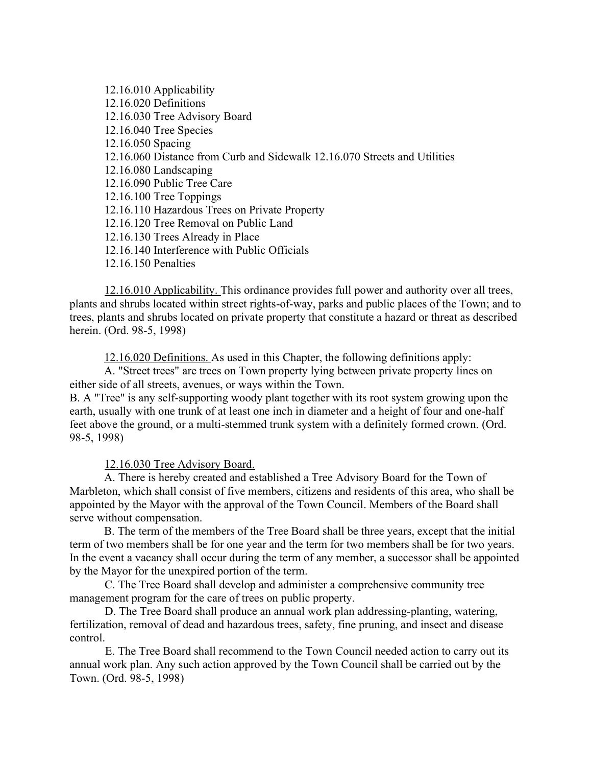12.16.010 Applicability
12.16.020 Definitions
12.16.030 Tree Advisory Board
12.16.040 Tree Species
12.16.050 Spacing
12.16.060 Distance from Curb and Sidewalk 12.16.070 Streets and Utilities
12.16.080 Landscaping
12.16.090 Public Tree Care
12.16.100 Tree Toppings
12.16.110 Hazardous Trees on Private Property
12.16.120 Tree Removal on Public Land
12.16.130 Trees Already in Place
12.16.140 Interference with Public Officials
12.16.150 Penalties

12.16.010 Applicability. This ordinance provides full power and authority over all trees, plants and shrubs located within street rights-of-way, parks and public places of the Town; and to trees, plants and shrubs located on private property that constitute a hazard or threat as described herein. (Ord. 98-5, 1998)

12.16.020 Definitions. As used in this Chapter, the following definitions apply:

A. "Street trees" are trees on Town property lying between private property lines on either side of all streets, avenues, or ways within the Town.

B. A "Tree" is any self-supporting woody plant together with its root system growing upon the earth, usually with one trunk of at least one inch in diameter and a height of four and one-half feet above the ground, or a multi-stemmed trunk system with a definitely formed crown. (Ord. 98-5, 1998)

12.16.030 Tree Advisory Board.

A. There is hereby created and established a Tree Advisory Board for the Town of Marbleton, which shall consist of five members, citizens and residents of this area, who shall be appointed by the Mayor with the approval of the Town Council. Members of the Board shall serve without compensation.

B. The term of the members of the Tree Board shall be three years, except that the initial term of two members shall be for one year and the term for two members shall be for two years. In the event a vacancy shall occur during the term of any member, a successor shall be appointed by the Mayor for the unexpired portion of the term.

C. The Tree Board shall develop and administer a comprehensive community tree management program for the care of trees on public property.

D. The Tree Board shall produce an annual work plan addressing-planting, watering, fertilization, removal of dead and hazardous trees, safety, fine pruning, and insect and disease control.

E. The Tree Board shall recommend to the Town Council needed action to carry out its annual work plan. Any such action approved by the Town Council shall be carried out by the Town. (Ord. 98-5, 1998)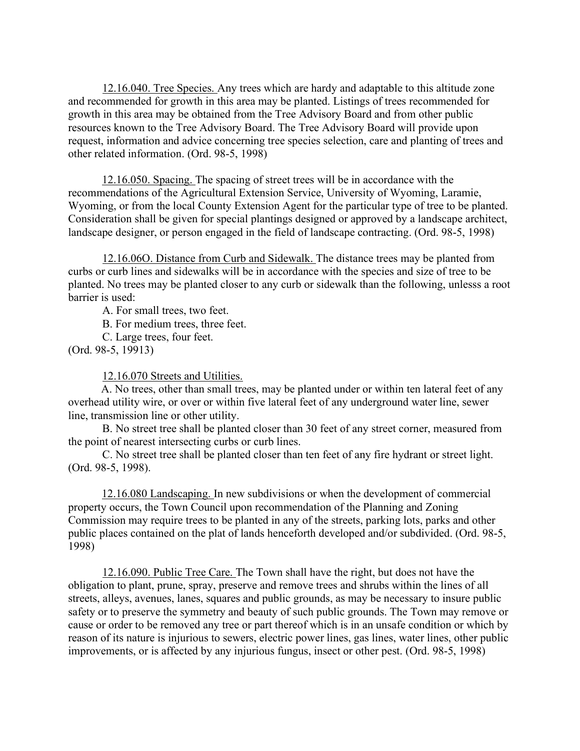12.16.040. Tree Species. Any trees which are hardy and adaptable to this altitude zone and recommended for growth in this area may be planted. Listings of trees recommended for growth in this area may be obtained from the Tree Advisory Board and from other public resources known to the Tree Advisory Board. The Tree Advisory Board will provide upon request, information and advice concerning tree species selection, care and planting of trees and other related information. (Ord. 98-5, 1998)

12.16.050. Spacing. The spacing of street trees will be in accordance with the recommendations of the Agricultural Extension Service, University of Wyoming, Laramie, Wyoming, or from the local County Extension Agent for the particular type of tree to be planted. Consideration shall be given for special plantings designed or approved by a landscape architect, landscape designer, or person engaged in the field of landscape contracting. (Ord. 98-5, 1998)

12.16.06O. Distance from Curb and Sidewalk. The distance trees may be planted from curbs or curb lines and sidewalks will be in accordance with the species and size of tree to be planted. No trees may be planted closer to any curb or sidewalk than the following, unlesss a root barrier is used:

A. For small trees, two feet.

B. For medium trees, three feet.

C. Large trees, four feet.

(Ord. 98-5, 19913)

12.16.070 Streets and Utilities.

A. No trees, other than small trees, may be planted under or within ten lateral feet of any overhead utility wire, or over or within five lateral feet of any underground water line, sewer line, transmission line or other utility.

B. No street tree shall be planted closer than 30 feet of any street corner, measured from the point of nearest intersecting curbs or curb lines.

C. No street tree shall be planted closer than ten feet of any fire hydrant or street light. (Ord. 98-5, 1998).

12.16.080 Landscaping. In new subdivisions or when the development of commercial property occurs, the Town Council upon recommendation of the Planning and Zoning Commission may require trees to be planted in any of the streets, parking lots, parks and other public places contained on the plat of lands henceforth developed and/or subdivided. (Ord. 98-5, 1998)

12.16.090. Public Tree Care. The Town shall have the right, but does not have the obligation to plant, prune, spray, preserve and remove trees and shrubs within the lines of all streets, alleys, avenues, lanes, squares and public grounds, as may be necessary to insure public safety or to preserve the symmetry and beauty of such public grounds. The Town may remove or cause or order to be removed any tree or part thereof which is in an unsafe condition or which by reason of its nature is injurious to sewers, electric power lines, gas lines, water lines, other public improvements, or is affected by any injurious fungus, insect or other pest. (Ord. 98-5, 1998)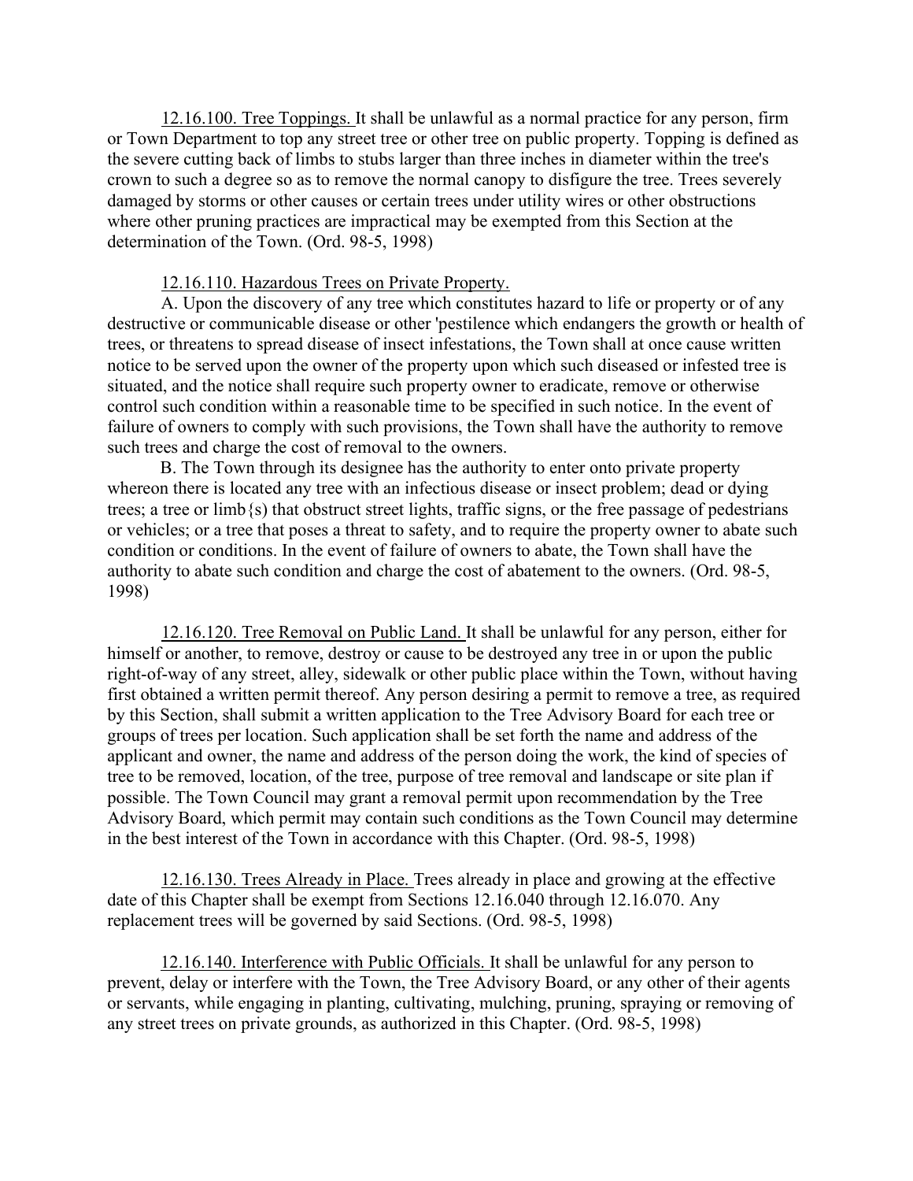12.16.100. Tree Toppings. It shall be unlawful as a normal practice for any person, firm or Town Department to top any street tree or other tree on public property. Topping is defined as the severe cutting back of limbs to stubs larger than three inches in diameter within the tree's crown to such a degree so as to remove the normal canopy to disfigure the tree. Trees severely damaged by storms or other causes or certain trees under utility wires or other obstructions where other pruning practices are impractical may be exempted from this Section at the determination of the Town. (Ord. 98-5, 1998)

12.16.110. Hazardous Trees on Private Property.

A. Upon the discovery of any tree which constitutes hazard to life or property or of any destructive or communicable disease or other 'pestilence which endangers the growth or health of trees, or threatens to spread disease of insect infestations, the Town shall at once cause written notice to be served upon the owner of the property upon which such diseased or infested tree is situated, and the notice shall require such property owner to eradicate, remove or otherwise control such condition within a reasonable time to be specified in such notice. In the event of failure of owners to comply with such provisions, the Town shall have the authority to remove such trees and charge the cost of removal to the owners.

B. The Town through its designee has the authority to enter onto private property whereon there is located any tree with an infectious disease or insect problem; dead or dying trees; a tree or limb{s) that obstruct street lights, traffic signs, or the free passage of pedestrians or vehicles; or a tree that poses a threat to safety, and to require the property owner to abate such condition or conditions. In the event of failure of owners to abate, the Town shall have the authority to abate such condition and charge the cost of abatement to the owners. (Ord. 98-5, 1998)

12.16.120. Tree Removal on Public Land. It shall be unlawful for any person, either for himself or another, to remove, destroy or cause to be destroyed any tree in or upon the public right-of-way of any street, alley, sidewalk or other public place within the Town, without having first obtained a written permit thereof. Any person desiring a permit to remove a tree, as required by this Section, shall submit a written application to the Tree Advisory Board for each tree or groups of trees per location. Such application shall be set forth the name and address of the applicant and owner, the name and address of the person doing the work, the kind of species of tree to be removed, location, of the tree, purpose of tree removal and landscape or site plan if possible. The Town Council may grant a removal permit upon recommendation by the Tree Advisory Board, which permit may contain such conditions as the Town Council may determine in the best interest of the Town in accordance with this Chapter. (Ord. 98-5, 1998)

12.16.130. Trees Already in Place. Trees already in place and growing at the effective date of this Chapter shall be exempt from Sections 12.16.040 through 12.16.070. Any replacement trees will be governed by said Sections. (Ord. 98-5, 1998)

12.16.140. Interference with Public Officials. It shall be unlawful for any person to prevent, delay or interfere with the Town, the Tree Advisory Board, or any other of their agents or servants, while engaging in planting, cultivating, mulching, pruning, spraying or removing of any street trees on private grounds, as authorized in this Chapter. (Ord. 98-5, 1998)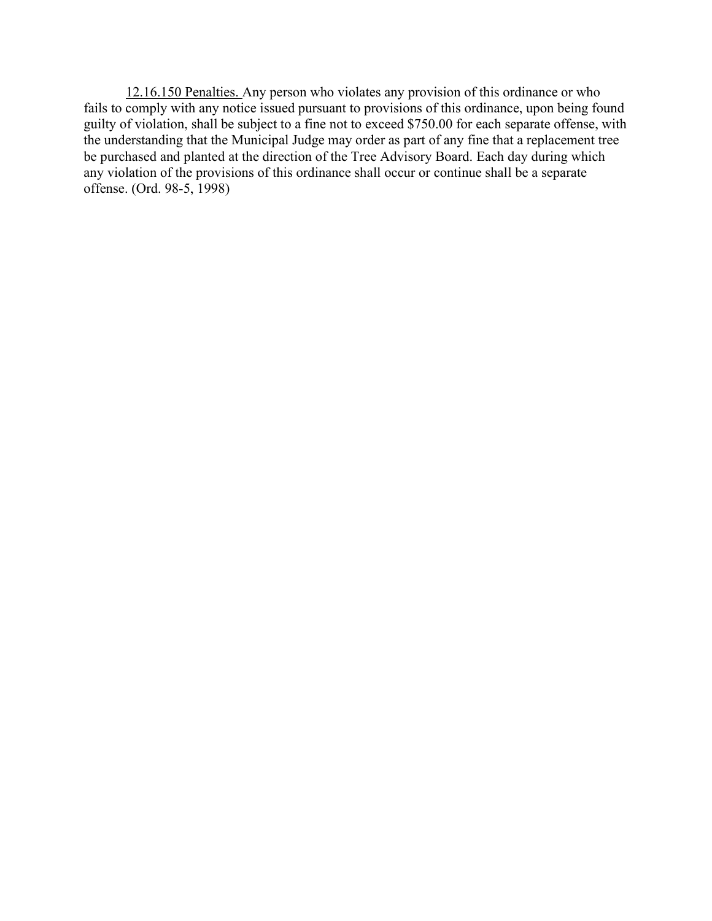12.16.150 Penalties. Any person who violates any provision of this ordinance or who fails to comply with any notice issued pursuant to provisions of this ordinance, upon being found guilty of violation, shall be subject to a fine not to exceed $750.00 for each separate offense, with the understanding that the Municipal Judge may order as part of any fine that a replacement tree be purchased and planted at the direction of the Tree Advisory Board. Each day during which any violation of the provisions of this ordinance shall occur or continue shall be a separate offense. (Ord. 98-5, 1998)